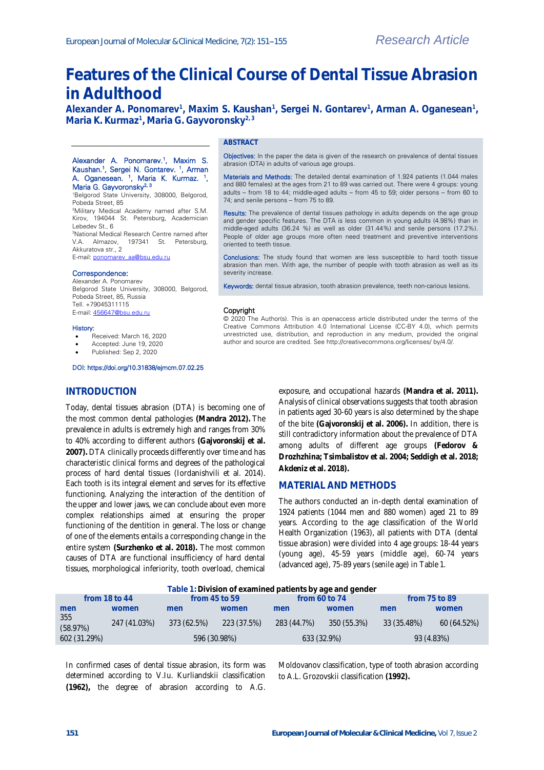Research Article

# Features of the Clinical Course of Dental Tissue Abrasion in Adulthood

**Alexander A. Ponomarev[1], Maxim S. Kaushan[1], Sergei N. Gontarev[1], Arman A. Oganesean[1], Maria K. Kurmaz[1], Maria G. Gayvoronsky[2, 3]**

Alexander A. Ponomarev.[1], Maxim S. Kaushan.[1], Sergei N. Gontarev. [1], Arman A. Oganesean. [1], Maria K. Kurmaz. [1], Maria G. Gayvoronsky[2, 3]

[1]Belgorod State University, 308000, Belgorod, Pobeda Street, 85

[2]Military Medical Academy named after S.M. Kirov, 194044 St. Petersburg, Academician Lebedev St., 6

[3]National Medical Research Centre named after V.A. Almazov, 197341 St. Petersburg, Akkuratova str., 2

E-mail: ponomarev_aa@bsu.edu.ru

**Correspondence:**

Alexander A. Ponomarev

Belgorod State University, 308000, Belgorod, Pobeda Street, 85, Russia

Tell. +79045311115

E-mail: 456647@bsu.edu.ru

**History:**

- Received: March 16, 2020
- Accepted: June 19, 2020
- Published: Sep 2, 2020

DOI: https://doi.org/10.31838/ejmcm.07.02.25

## ABSTRACT

**Objectives:** In the paper the data is given of the research on prevalence of dental tissues abrasion (DTA) in adults of various age groups.

**Materials and Methods:** The detailed dental examination of 1.924 patients (1.044 males and 880 females) at the ages from 21 to 89 was carried out. There were 4 groups: young adults – from 18 to 44; middle-aged adults – from 45 to 59; older persons – from 60 to 74; and senile persons – from 75 to 89.

**Results:** The prevalence of dental tissues pathology in adults depends on the age group and gender specific features. The DTA is less common in young adults (4.98%) than in middle-aged adults (36.24 %) as well as older (31.44%) and senile persons (17.2%). People of older age groups more often need treatment and preventive interventions oriented to teeth tissue.

**Conclusions:** The study found that women are less susceptible to hard tooth tissue abrasion than men. With age, the number of people with tooth abrasion as well as its severity increase.

**Keywords:** dental tissue abrasion, tooth abrasion prevalence, teeth non-carious lesions.

**Copyright**

© 2020 The Author(s). This is an openaccess article distributed under the terms of the Creative Commons Attribution 4.0 International License (CC-BY 4.0), which permits unrestricted use, distribution, and reproduction in any medium, provided the original author and source are credited. See http://creativecommons.org/licenses/ by/4.0/.

## INTRODUCTION

Today, dental tissues abrasion (DTA) is becoming one of the most common dental pathologies **(Mandra 2012).** The prevalence in adults is extremely high and ranges from 30% to 40% according to different authors **(Gajvoronskij et al. 2007).** DTA clinically proceeds differently over time and has characteristic clinical forms and degrees of the pathological process of hard dental tissues (Iordanishvili et al. 2014). Each tooth is its integral element and serves for its effective functioning. Analyzing the interaction of the dentition of the upper and lower jaws, we can conclude about even more complex relationships aimed at ensuring the proper functioning of the dentition in general. The loss or change of one of the elements entails a corresponding change in the entire system **(Surzhenko et al. 2018).** The most common causes of DTA are functional insufficiency of hard dental tissues, morphological inferiority, tooth overload, chemical exposure, and occupational hazards **(Mandra et al. 2011).** Analysis of clinical observations suggests that tooth abrasion in patients aged 30-60 years is also determined by the shape of the bite **(Gajvoronskij et al. 2006).** In addition, there is still contradictory information about the prevalence of DTA among adults of different age groups **(Fedorov & Drozhzhina; Tsimbalistov et al. 2004; Seddigh et al. 2018; Akdeniz et al. 2018).**

## MATERIAL AND METHODS

The authors conducted an in-depth dental examination of 1924 patients (1044 men and 880 women) aged 21 to 89 years. According to the age classification of the World Health Organization (1963), all patients with DTA (dental tissue abrasion) were divided into 4 age groups: 18-44 years (young age), 45-59 years (middle age), 60-74 years (advanced age), 75-89 years (senile age) in Table 1.

**Table 1: Division of examined patients by age and gender**

| from 18 to 44 | | from 45 to 59 | | from 60 to 74 | | from 75 to 89 | |
|---|---|---|---|---|---|---|---|
| men | women | men | women | men | women | men | women |
| 355 (58.97%) | 247 (41.03%) | 373 (62.5%) | 223 (37.5%) | 283 (44.7%) | 350 (55.3%) | 33 (35.48%) | 60 (64.52%) |
| 602 (31.29%) | | 596 (30.98%) | | 633 (32.9%) | | 93 (4.83%) | |

In confirmed cases of dental tissue abrasion, its form was determined according to V.Iu. Kurliandskii classification **(1962),** the degree of abrasion according to A.G. Moldovanov classification, type of tooth abrasion according to A.L. Grozovskii classification **(1992).**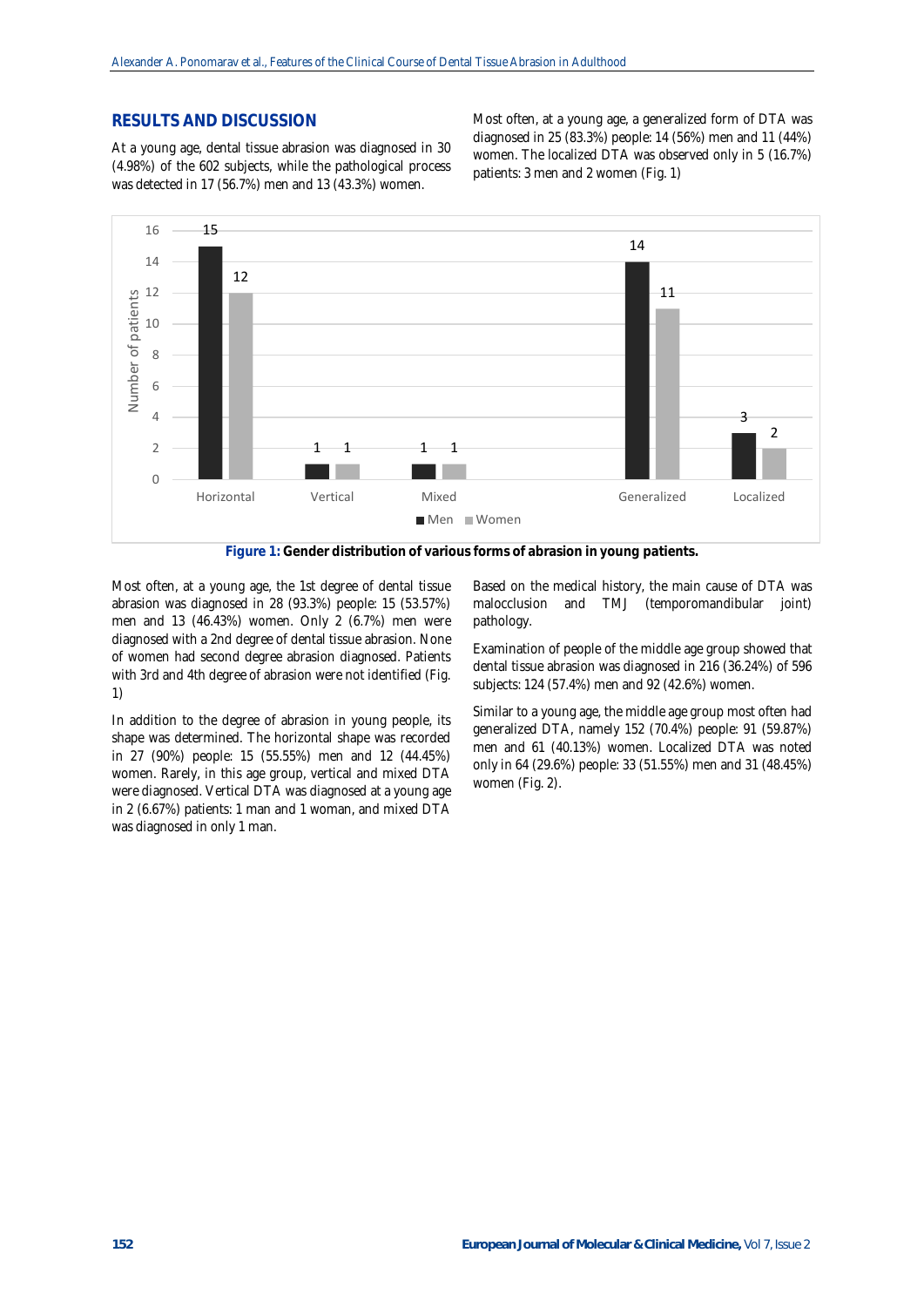## RESULTS AND DISCUSSION

At a young age, dental tissue abrasion was diagnosed in 30 (4.98%) of the 602 subjects, while the pathological process was detected in 17 (56.7%) men and 13 (43.3%) women.

Most often, at a young age, a generalized form of DTA was diagnosed in 25 (83.3%) people: 14 (56%) men and 11 (44%) women. The localized DTA was observed only in 5 (16.7%) patients: 3 men and 2 women (Fig. 1)

**Figure 1: Gender distribution of various forms of abrasion in young patients.**

Most often, at a young age, the 1st degree of dental tissue abrasion was diagnosed in 28 (93.3%) people: 15 (53.57%) men and 13 (46.43%) women. Only 2 (6.7%) men were diagnosed with a 2nd degree of dental tissue abrasion. None of women had second degree abrasion diagnosed. Patients with 3rd and 4th degree of abrasion were not identified (Fig. 1)

In addition to the degree of abrasion in young people, its shape was determined. The horizontal shape was recorded in 27 (90%) people: 15 (55.55%) men and 12 (44.45%) women. Rarely, in this age group, vertical and mixed DTA were diagnosed. Vertical DTA was diagnosed at a young age in 2 (6.67%) patients: 1 man and 1 woman, and mixed DTA was diagnosed in only 1 man.

Based on the medical history, the main cause of DTA was malocclusion and TMJ (temporomandibular joint) pathology.

Examination of people of the middle age group showed that dental tissue abrasion was diagnosed in 216 (36.24%) of 596 subjects: 124 (57.4%) men and 92 (42.6%) women.

Similar to a young age, the middle age group most often had generalized DTA, namely 152 (70.4%) people: 91 (59.87%) men and 61 (40.13%) women. Localized DTA was noted only in 64 (29.6%) people: 33 (51.55%) men and 31 (48.45%) women (Fig. 2).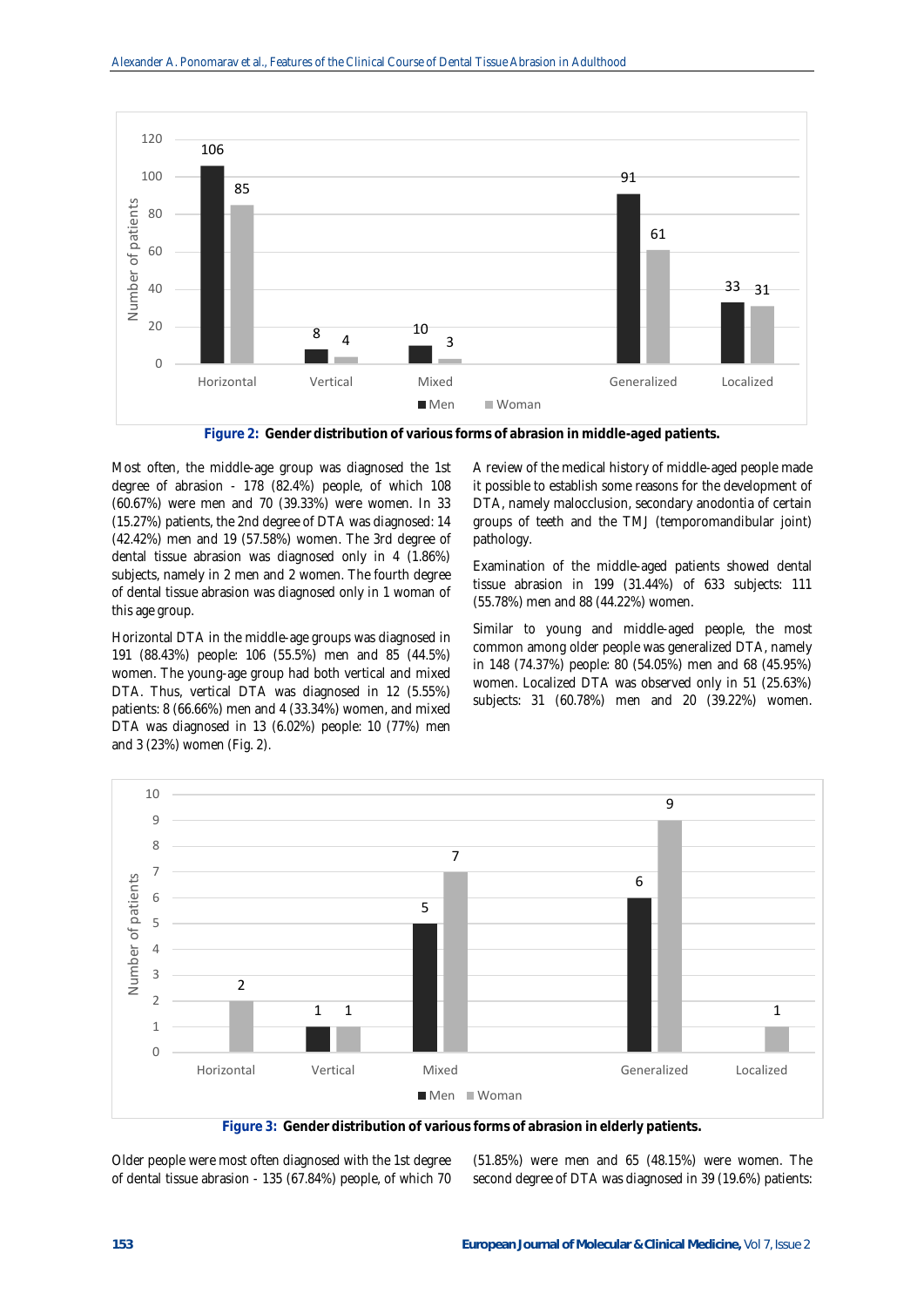Figure 2: Gender distribution of various forms of abrasion in middle-aged patients.

Most often, the middle-age group was diagnosed the 1st degree of abrasion - 178 (82.4%) people, of which 108 (60.67%) were men and 70 (39.33%) were women. In 33 (15.27%) patients, the 2nd degree of DTA was diagnosed: 14 (42.42%) men and 19 (57.58%) women. The 3rd degree of dental tissue abrasion was diagnosed only in 4 (1.86%) subjects, namely in 2 men and 2 women. The fourth degree of dental tissue abrasion was diagnosed only in 1 woman of this age group.

Horizontal DTA in the middle-age groups was diagnosed in 191 (88.43%) people: 106 (55.5%) men and 85 (44.5%) women. The young-age group had both vertical and mixed DTA. Thus, vertical DTA was diagnosed in 12 (5.55%) patients: 8 (66.66%) men and 4 (33.34%) women, and mixed DTA was diagnosed in 13 (6.02%) people: 10 (77%) men and 3 (23%) women (Fig. 2).

A review of the medical history of middle-aged people made it possible to establish some reasons for the development of DTA, namely malocclusion, secondary anodontia of certain groups of teeth and the TMJ (temporomandibular joint) pathology.

Examination of the middle-aged patients showed dental tissue abrasion in 199 (31.44%) of 633 subjects: 111 (55.78%) men and 88 (44.22%) women.

Similar to young and middle-aged people, the most common among older people was generalized DTA, namely in 148 (74.37%) people: 80 (54.05%) men and 68 (45.95%) women. Localized DTA was observed only in 51 (25.63%) subjects: 31 (60.78%) men and 20 (39.22%) women.

Figure 3: Gender distribution of various forms of abrasion in elderly patients.

Older people were most often diagnosed with the 1st degree of dental tissue abrasion - 135 (67.84%) people, of which 70 (51.85%) were men and 65 (48.15%) were women. The second degree of DTA was diagnosed in 39 (19.6%) patients: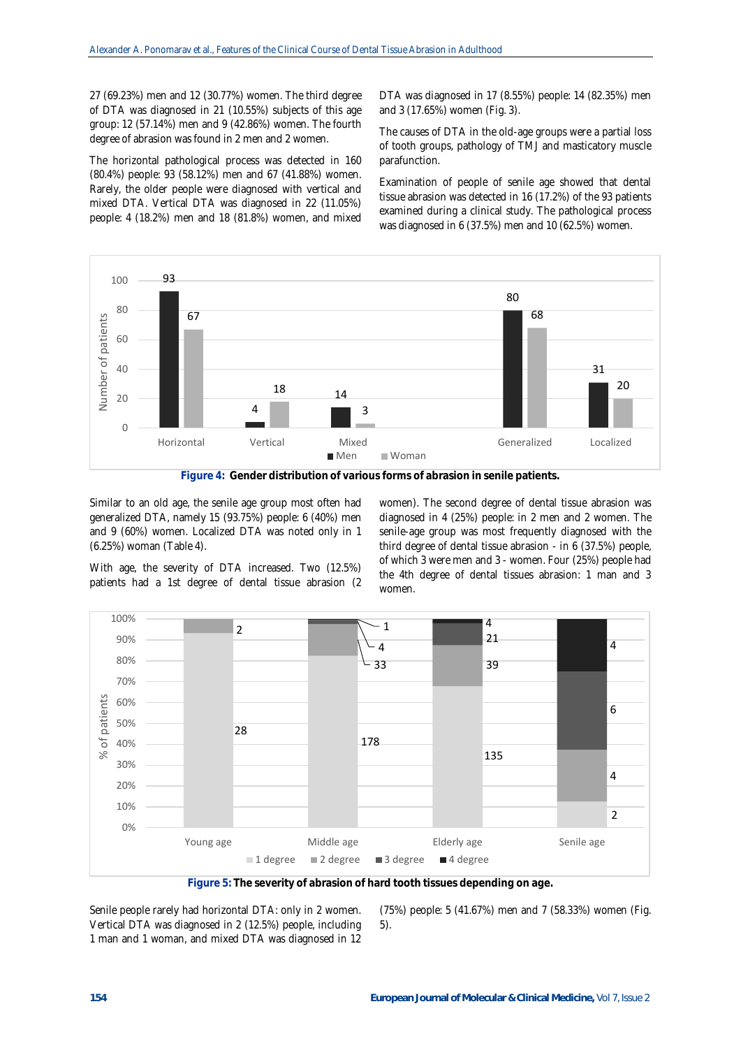27 (69.23%) men and 12 (30.77%) women. The third degree of DTA was diagnosed in 21 (10.55%) subjects of this age group: 12 (57.14%) men and 9 (42.86%) women. The fourth degree of abrasion was found in 2 men and 2 women.

The horizontal pathological process was detected in 160 (80.4%) people: 93 (58.12%) men and 67 (41.88%) women. Rarely, the older people were diagnosed with vertical and mixed DTA. Vertical DTA was diagnosed in 22 (11.05%) people: 4 (18.2%) men and 18 (81.8%) women, and mixed DTA was diagnosed in 17 (8.55%) people: 14 (82.35%) men and 3 (17.65%) women (Fig. 3).

The causes of DTA in the old-age groups were a partial loss of tooth groups, pathology of TMJ and masticatory muscle parafunction.

Examination of people of senile age showed that dental tissue abrasion was detected in 16 (17.2%) of the 93 patients examined during a clinical study. The pathological process was diagnosed in 6 (37.5%) men and 10 (62.5%) women.

**Figure 4: Gender distribution of various forms of abrasion in senile patients.**

Similar to an old age, the senile age group most often had generalized DTA, namely 15 (93.75%) people: 6 (40%) men and 9 (60%) women. Localized DTA was noted only in 1 (6.25%) woman (Table 4).

With age, the severity of DTA increased. Two (12.5%) patients had a 1st degree of dental tissue abrasion (2 women). The second degree of dental tissue abrasion was diagnosed in 4 (25%) people: in 2 men and 2 women. The senile-age group was most frequently diagnosed with the third degree of dental tissue abrasion - in 6 (37.5%) people, of which 3 were men and 3 - women. Four (25%) people had the 4th degree of dental tissues abrasion: 1 man and 3 women.

**Figure 5: The severity of abrasion of hard tooth tissues depending on age.**

Senile people rarely had horizontal DTA: only in 2 women. Vertical DTA was diagnosed in 2 (12.5%) people, including 1 man and 1 woman, and mixed DTA was diagnosed in 12 (75%) people: 5 (41.67%) men and 7 (58.33%) women (Fig. 5).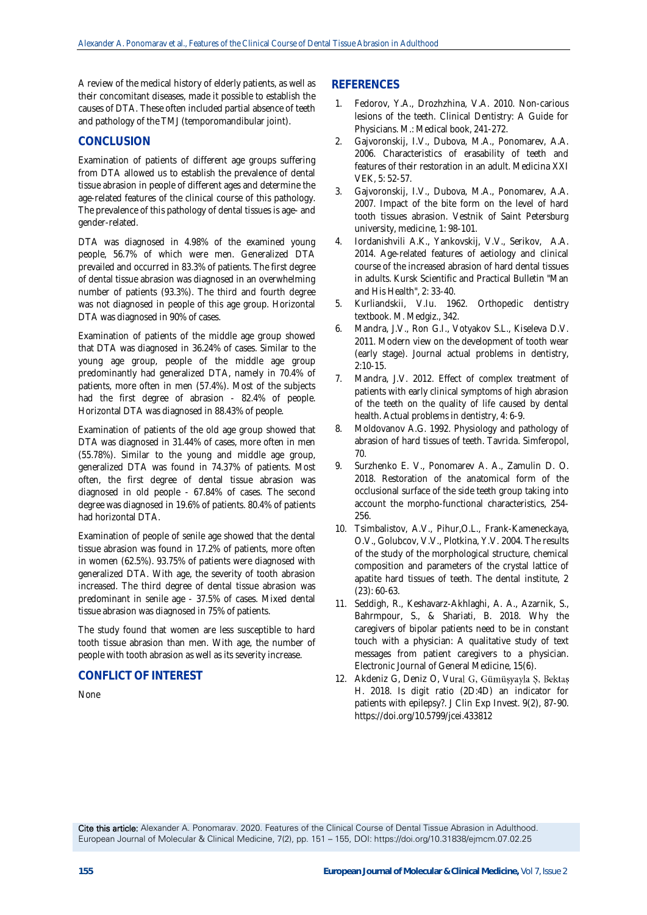A review of the medical history of elderly patients, as well as their concomitant diseases, made it possible to establish the causes of DTA. These often included partial absence of teeth and pathology of the TMJ (temporomandibular joint).

## CONCLUSION

Examination of patients of different age groups suffering from DTA allowed us to establish the prevalence of dental tissue abrasion in people of different ages and determine the age-related features of the clinical course of this pathology. The prevalence of this pathology of dental tissues is age- and gender-related.

DTA was diagnosed in 4.98% of the examined young people, 56.7% of which were men. Generalized DTA prevailed and occurred in 83.3% of patients. The first degree of dental tissue abrasion was diagnosed in an overwhelming number of patients (93.3%). The third and fourth degree was not diagnosed in people of this age group. Horizontal DTA was diagnosed in 90% of cases.

Examination of patients of the middle age group showed that DTA was diagnosed in 36.24% of cases. Similar to the young age group, people of the middle age group predominantly had generalized DTA, namely in 70.4% of patients, more often in men (57.4%). Most of the subjects had the first degree of abrasion - 82.4% of people. Horizontal DTA was diagnosed in 88.43% of people.

Examination of patients of the old age group showed that DTA was diagnosed in 31.44% of cases, more often in men (55.78%). Similar to the young and middle age group, generalized DTA was found in 74.37% of patients. Most often, the first degree of dental tissue abrasion was diagnosed in old people - 67.84% of cases. The second degree was diagnosed in 19.6% of patients. 80.4% of patients had horizontal DTA.

Examination of people of senile age showed that the dental tissue abrasion was found in 17.2% of patients, more often in women (62.5%). 93.75% of patients were diagnosed with generalized DTA. With age, the severity of tooth abrasion increased. The third degree of dental tissue abrasion was predominant in senile age - 37.5% of cases. Mixed dental tissue abrasion was diagnosed in 75% of patients.

The study found that women are less susceptible to hard tooth tissue abrasion than men. With age, the number of people with tooth abrasion as well as its severity increase.

## CONFLICT OF INTEREST

None

## REFERENCES

1. Fedorov, Y.A., Drozhzhina, V.A. 2010. Non-carious lesions of the teeth. Clinical Dentistry: A Guide for Physicians. M.: Medical book, 241-272.
2. Gajvoronskij, I.V., Dubova, M.A., Ponomarev, A.A. 2006. Characteristics of erasability of teeth and features of their restoration in an adult. Medicina XXI VEK, 5: 52-57.
3. Gajvoronskij, I.V., Dubova, M.A., Ponomarev, A.A. 2007. Impact of the bite form on the level of hard tooth tissues abrasion. Vestnik of Saint Petersburg university, medicine, 1: 98-101.
4. Iordanishvili A.K., Yankovskij, V.V., Serikov, A.A. 2014. Age-related features of aetiology and clinical course of the increased abrasion of hard dental tissues in adults. Kursk Scientific and Practical Bulletin "Man and His Health", 2: 33-40.
5. Kurliandskii, V.Iu. 1962. Orthopedic dentistry textbook. M. Medgiz., 342.
6. Mandra, J.V., Ron G.I., Votyakov S.L., Kiseleva D.V. 2011. Modern view on the development of tooth wear (early stage). Journal actual problems in dentistry, 2:10-15.
7. Mandra, J.V. 2012. Effect of complex treatment of patients with early clinical symptoms of high abrasion of the teeth on the quality of life caused by dental health. Actual problems in dentistry, 4: 6-9.
8. Moldovanov A.G. 1992. Physiology and pathology of abrasion of hard tissues of teeth. Tavrida. Simferopol, 70.
9. Surzhenko E. V., Ponomarev A. A., Zamulin D. O. 2018. Restoration of the anatomical form of the occlusional surface of the side teeth group taking into account the morpho-functional characteristics, 254-256.
10. Tsimbalistov, A.V., Pihur,O.L., Frank-Kameneckaya, O.V., Golubcov, V.V., Plotkina, Y.V. 2004. The results of the study of the morphological structure, chemical composition and parameters of the crystal lattice of apatite hard tissues of teeth. The dental institute, 2 (23): 60-63.
11. Seddigh, R., Keshavarz-Akhlaghi, A. A., Azarnik, S., Bahrmpour, S., & Shariati, B. 2018. Why the caregivers of bipolar patients need to be in constant touch with a physician: A qualitative study of text messages from patient caregivers to a physician. Electronic Journal of General Medicine, 15(6).
12. Akdeniz G, Deniz O, Vural G, Gümüşyayla Ş, Bektaş H. 2018. Is digit ratio (2D:4D) an indicator for patients with epilepsy?. J Clin Exp Invest. 9(2), 87-90. https://doi.org/10.5799/jcei.433812

Cite this article: Alexander A. Ponomarav. 2020. Features of the Clinical Course of Dental Tissue Abrasion in Adulthood. European Journal of Molecular & Clinical Medicine, 7(2), pp. 151 – 155, DOI: https://doi.org/10.31838/ejmcm.07.02.25